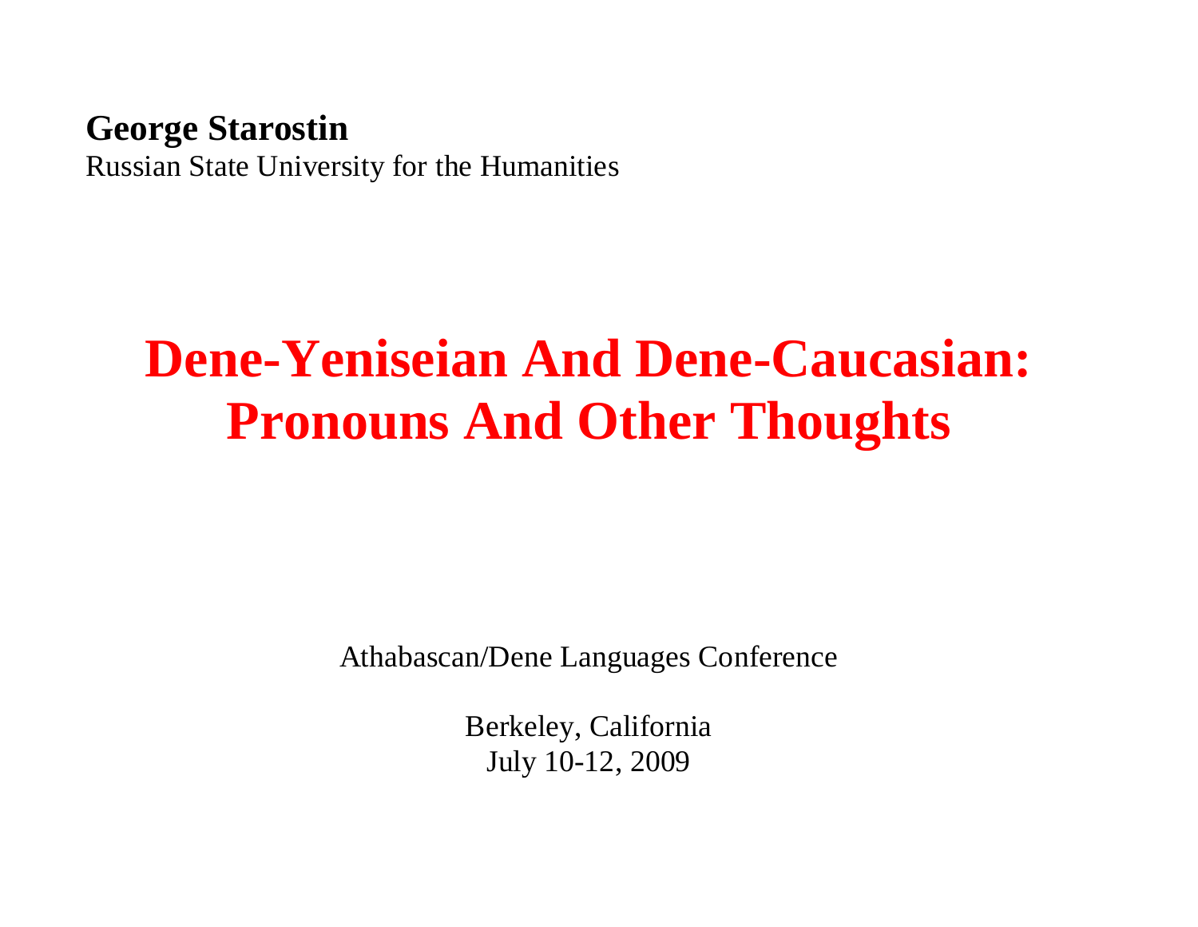**George Starostin**
Russian State University for the Humanities

# Dene-Yeniseian And Dene-Caucasian: Pronouns And Other Thoughts

Athabascan/Dene Languages Conference

Berkeley, California
July 10-12, 2009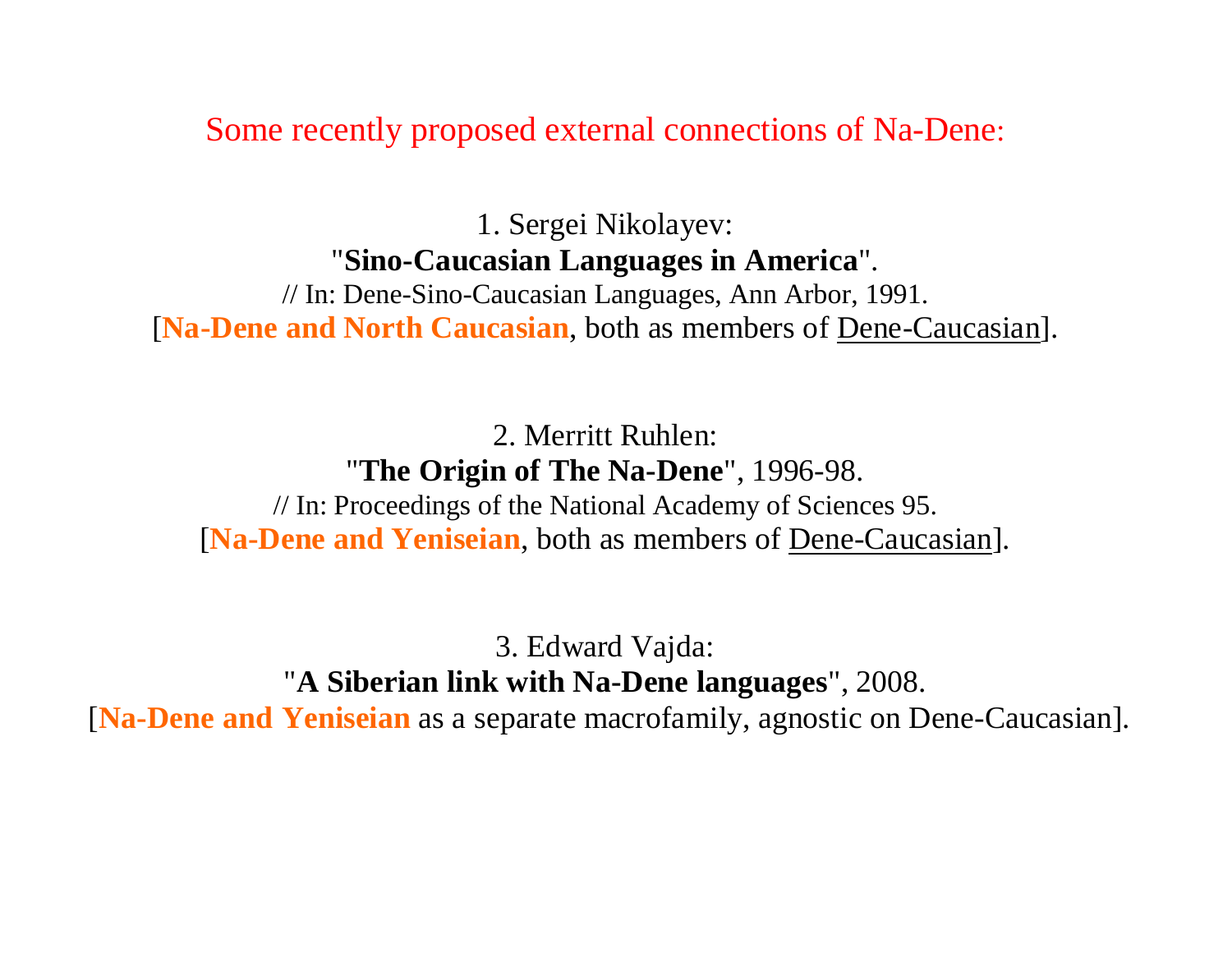# Some recently proposed external connections of Na-Dene:

1. Sergei Nikolayev:
"**Sino-Caucasian Languages in America**".
// In: Dene-Sino-Caucasian Languages, Ann Arbor, 1991.
[**Na-Dene and North Caucasian**, both as members of Dene-Caucasian].

2. Merritt Ruhlen:
"**The Origin of The Na-Dene**", 1996-98.
// In: Proceedings of the National Academy of Sciences 95.
[**Na-Dene and Yeniseian**, both as members of Dene-Caucasian].

3. Edward Vajda:
"**A Siberian link with Na-Dene languages**", 2008.
[**Na-Dene and Yeniseian** as a separate macrofamily, agnostic on Dene-Caucasian].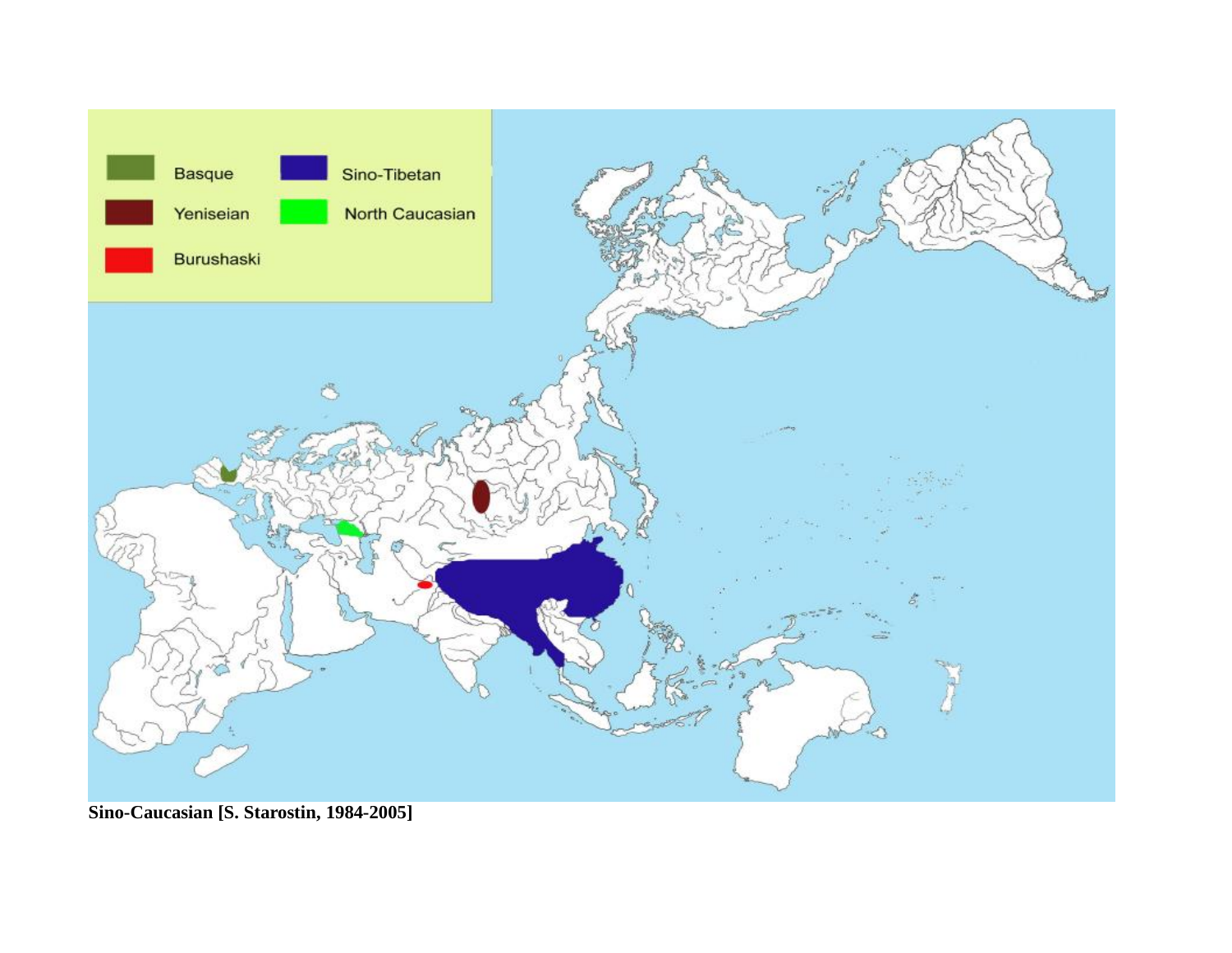**Sino-Caucasian [S. Starostin, 1984-2005]**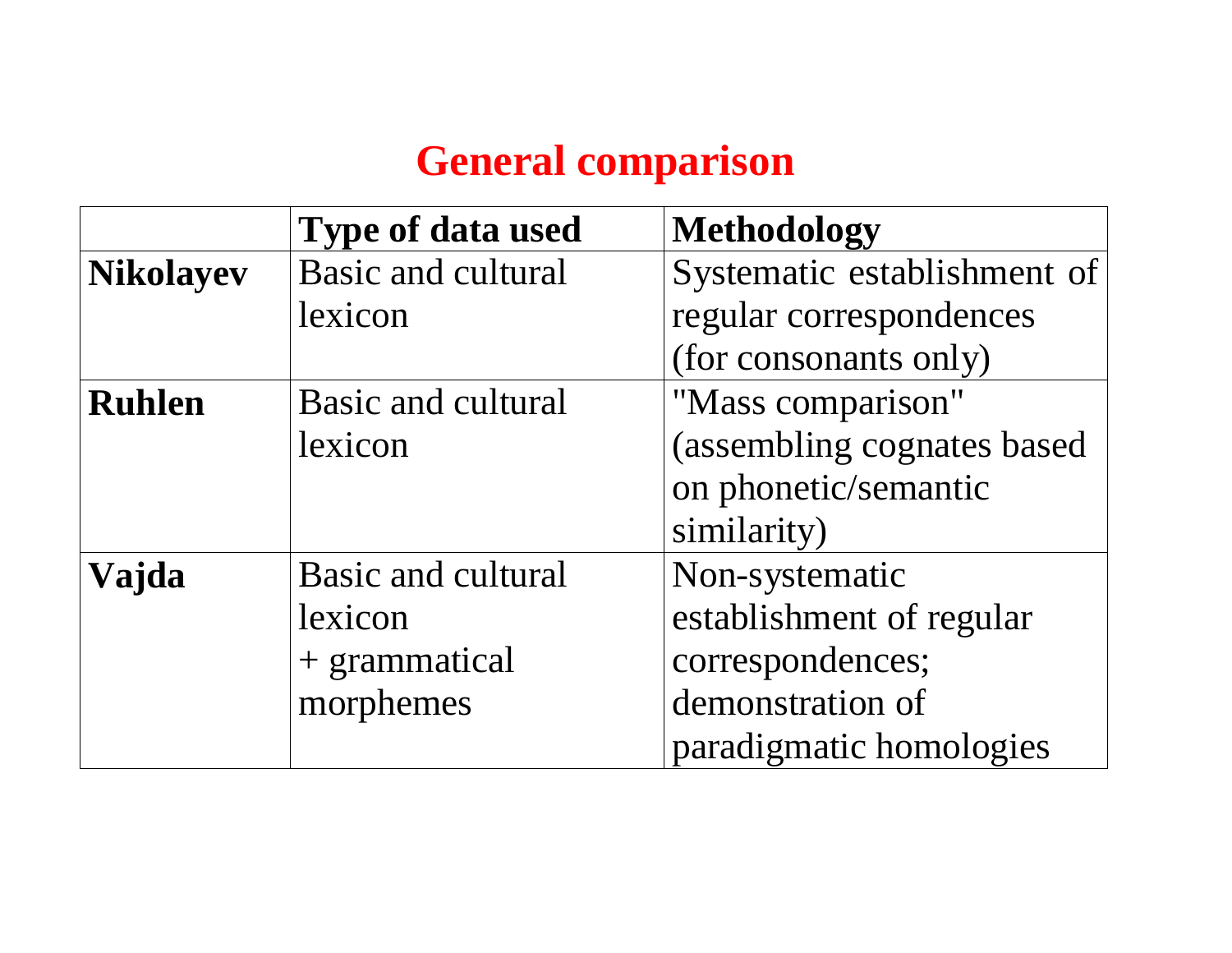# General comparison

| | **Type of data used** | **Methodology** |
|---|---|---|
| **Nikolayev** | Basic and cultural lexicon | Systematic establishment of regular correspondences (for consonants only) |
| **Ruhlen** | Basic and cultural lexicon | "Mass comparison" (assembling cognates based on phonetic/semantic similarity) |
| **Vajda** | Basic and cultural lexicon + grammatical morphemes | Non-systematic establishment of regular correspondences; demonstration of paradigmatic homologies |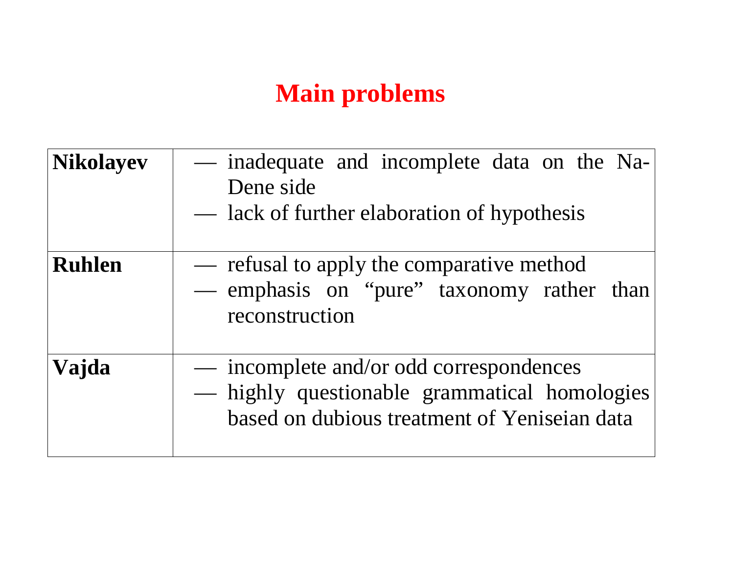# Main problems

| | |
|---|---|
| **Nikolayev** | — inadequate and incomplete data on the Na-Dene side<br>— lack of further elaboration of hypothesis |
| **Ruhlen** | — refusal to apply the comparative method<br>— emphasis on “pure” taxonomy rather than reconstruction |
| **Vajda** | — incomplete and/or odd correspondences<br>— highly questionable grammatical homologies based on dubious treatment of Yeniseian data |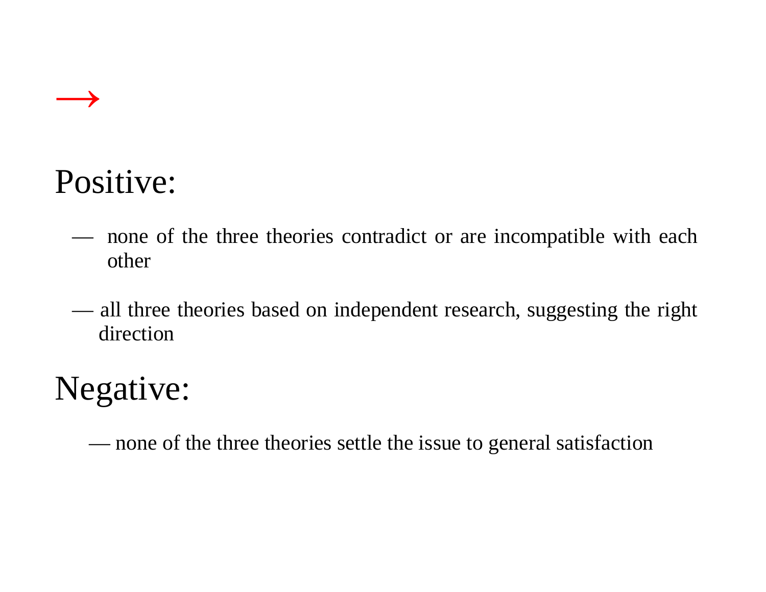→

## Positive:

— none of the three theories contradict or are incompatible with each other

— all three theories based on independent research, suggesting the right direction

## Negative:

— none of the three theories settle the issue to general satisfaction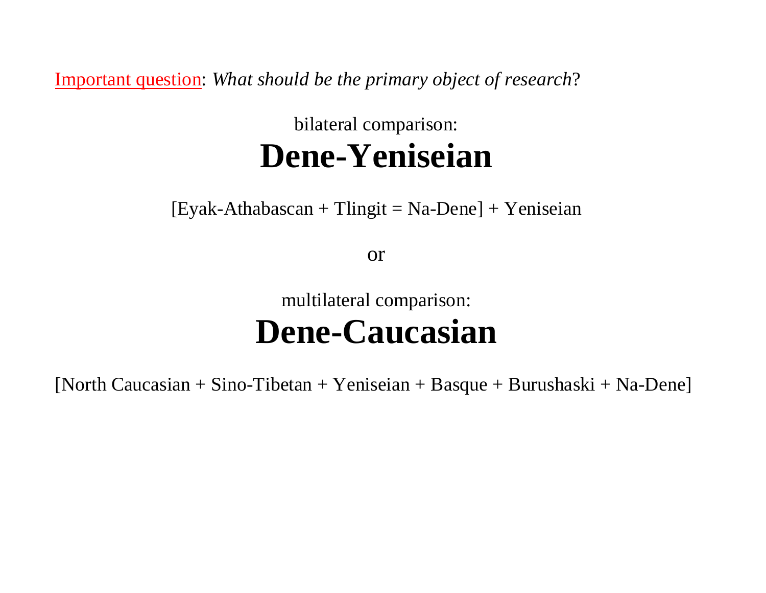Important question: *What should be the primary object of research*?

bilateral comparison:

# Dene-Yeniseian

[Eyak-Athabascan + Tlingit = Na-Dene] + Yeniseian

or

multilateral comparison:

# Dene-Caucasian

[North Caucasian + Sino-Tibetan + Yeniseian + Basque + Burushaski + Na-Dene]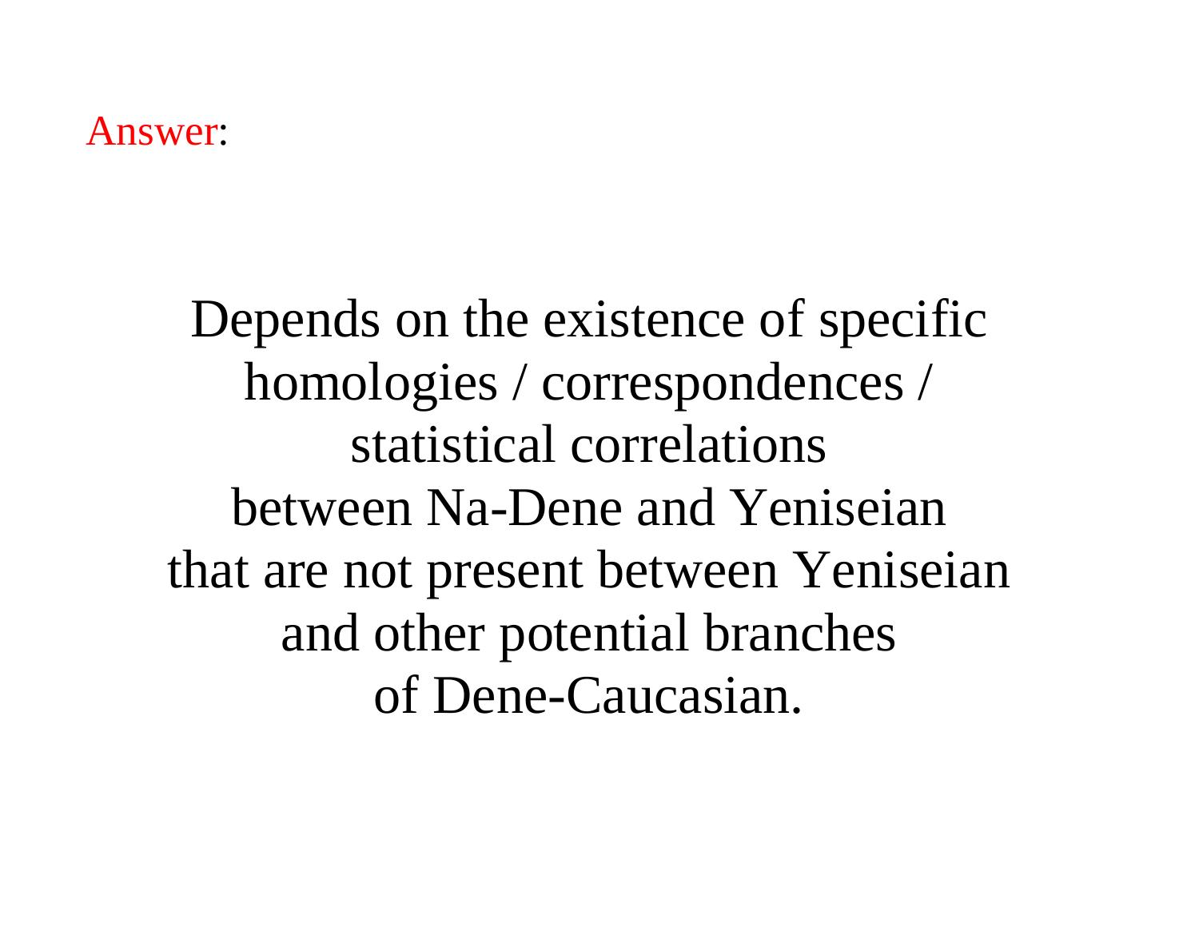Answer:

Depends on the existence of specific homologies / correspondences / statistical correlations between Na-Dene and Yeniseian that are not present between Yeniseian and other potential branches of Dene-Caucasian.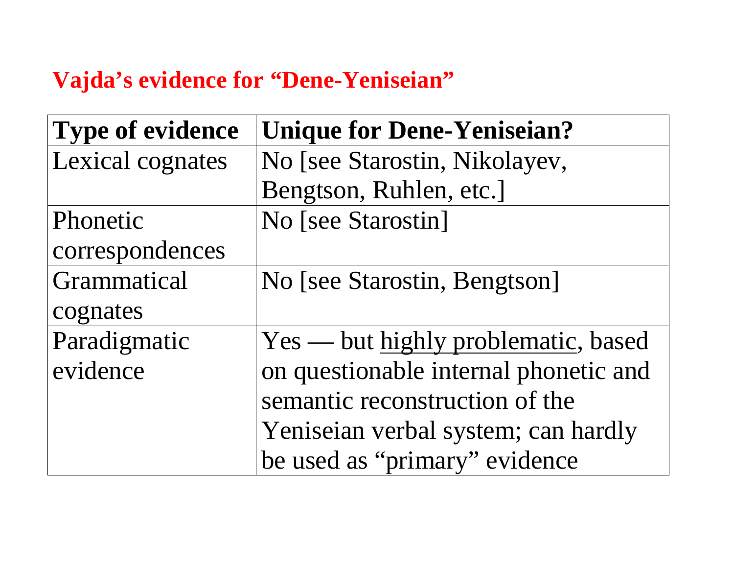## Vajda's evidence for "Dene-Yeniseian"

| Type of evidence | Unique for Dene-Yeniseian? |
|---|---|
| Lexical cognates | No [see Starostin, Nikolayev, Bengtson, Ruhlen, etc.] |
| Phonetic correspondences | No [see Starostin] |
| Grammatical cognates | No [see Starostin, Bengtson] |
| Paradigmatic evidence | Yes — but <u>highly problematic</u>, based on questionable internal phonetic and semantic reconstruction of the Yeniseian verbal system; can hardly be used as "primary" evidence |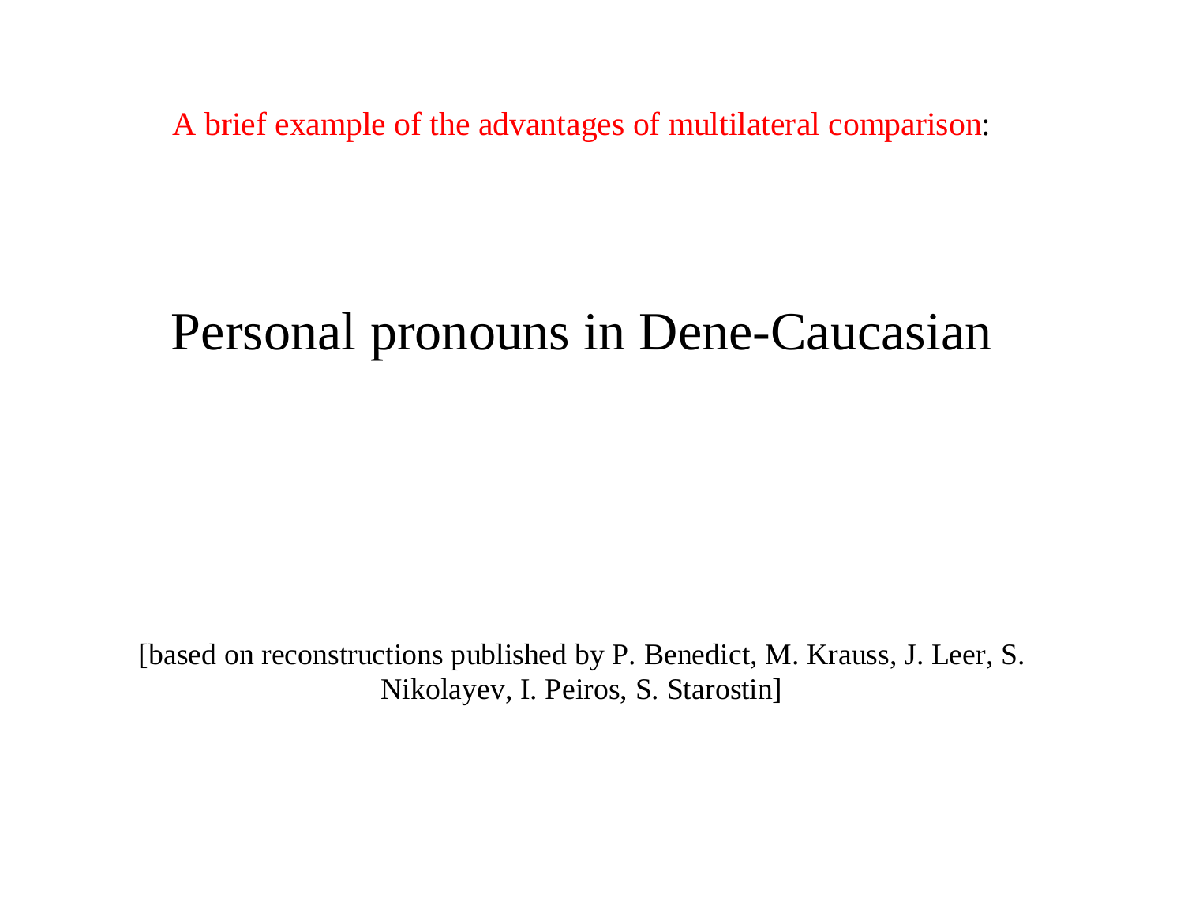A brief example of the advantages of multilateral comparison:

# Personal pronouns in Dene-Caucasian

[based on reconstructions published by P. Benedict, M. Krauss, J. Leer, S. Nikolayev, I. Peiros, S. Starostin]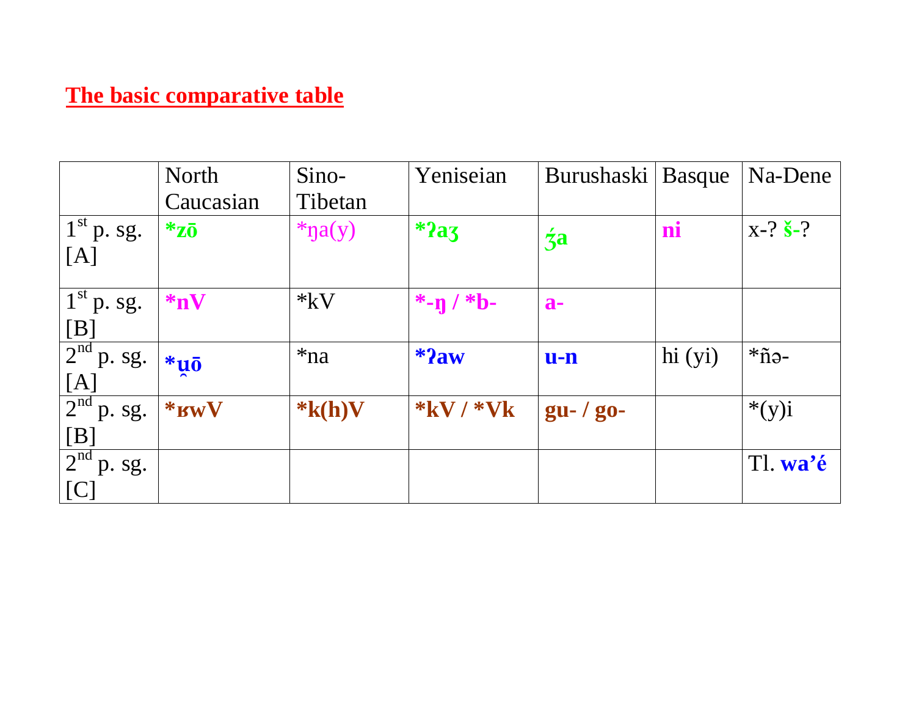# The basic comparative table

| | North Caucasian | Sino-Tibetan | Yeniseian | Burushaski | Basque | Na-Dene |
|---|---|---|---|---|---|---|
| 1st p. sg. [A] | **\*zō** | \*ŋa(y) | **\*ʔaʒ** | **ʒ́a** | **ni** | x-? **š-**? |
| 1st p. sg. [B] | **\*nV** | \*kV | **\*-ŋ / \*b-** | **a-** | | |
| 2nd p. sg. [A] | **\*ṷō** | \*na | **\*ʔaw** | **u-n** | hi (yi) | \*ñə- |
| 2nd p. sg. [B] | **\*ʁwV** | **\*k(h)V** | **\*kV / \*Vk** | **gu- / go-** | | \*(y)i |
| 2nd p. sg. [C] | | | | | | Tl. **wa'é** |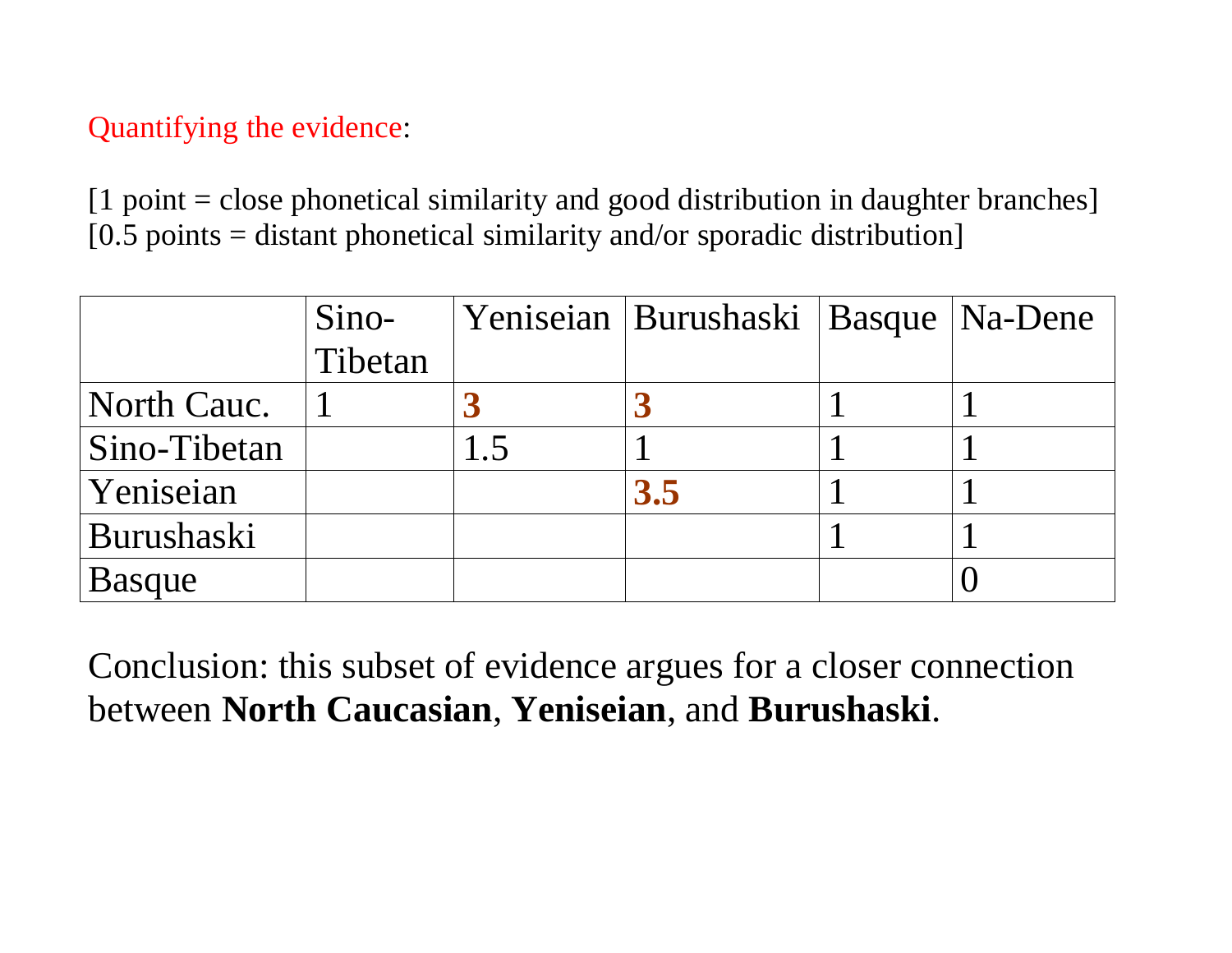Quantifying the evidence:

[1 point = close phonetical similarity and good distribution in daughter branches]
[0.5 points = distant phonetical similarity and/or sporadic distribution]

| | Sino-Tibetan | Yeniseian | Burushaski | Basque | Na-Dene |
|---|---|---|---|---|---|
| North Cauc. | 1 | **3** | **3** | 1 | 1 |
| Sino-Tibetan | | 1.5 | 1 | 1 | 1 |
| Yeniseian | | | **3.5** | 1 | 1 |
| Burushaski | | | | 1 | 1 |
| Basque | | | | | 0 |

Conclusion: this subset of evidence argues for a closer connection between **North Caucasian**, **Yeniseian**, and **Burushaski**.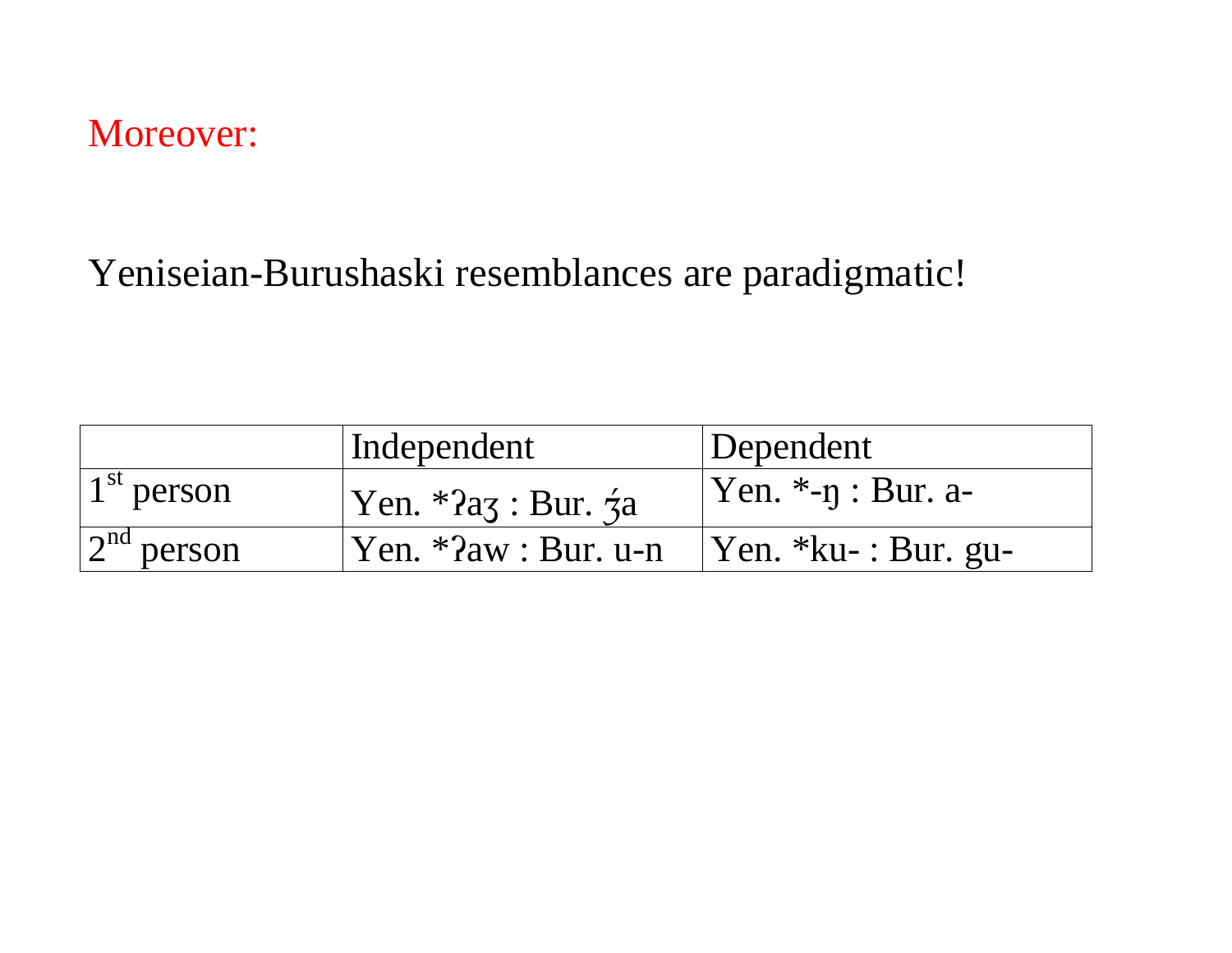Moreover:

Yeniseian-Burushaski resemblances are paradigmatic!

| | Independent | Dependent |
|---|---|---|
| 1st person | Yen. *ʔaʒ : Bur. ʒ́a | Yen. *-ŋ : Bur. a- |
| 2nd person | Yen. *ʔaw : Bur. u-n | Yen. *ku- : Bur. gu- |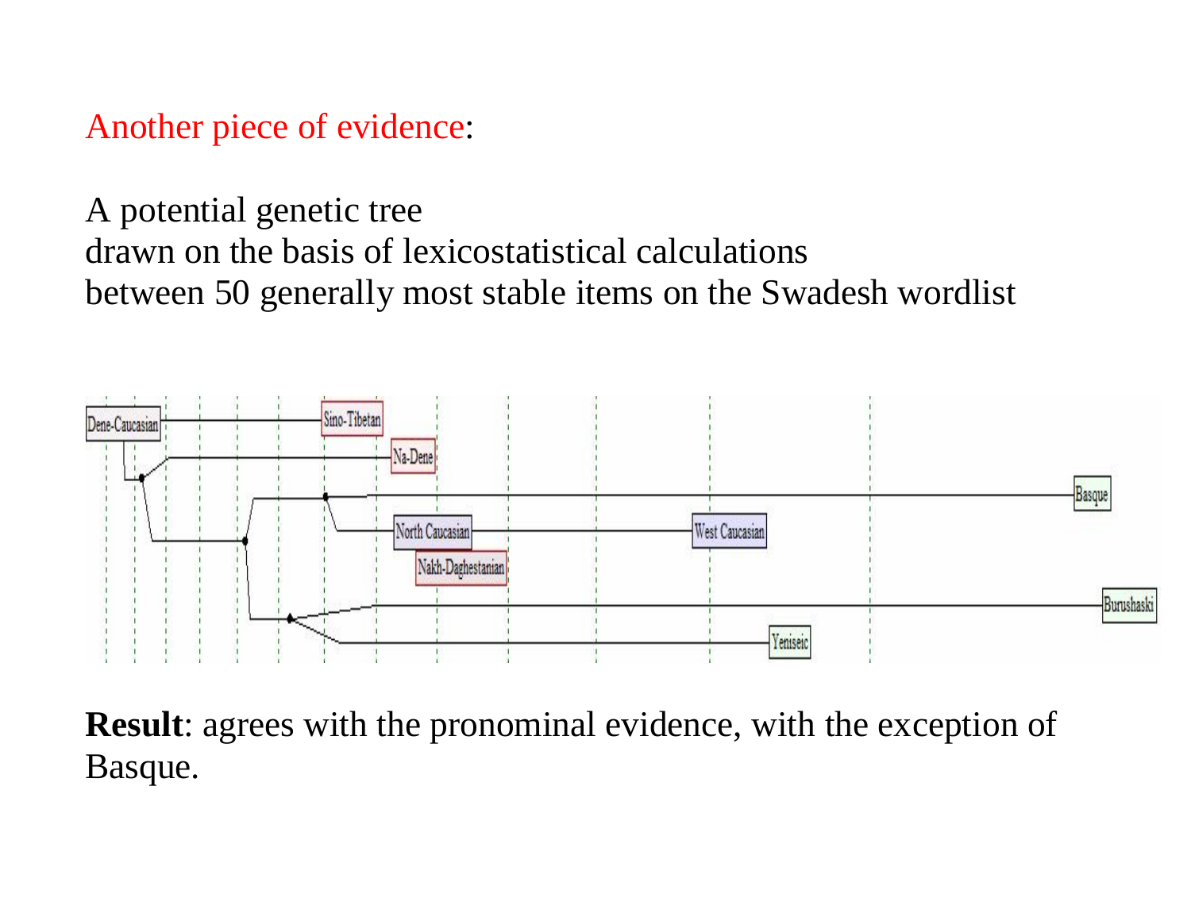Another piece of evidence:

A potential genetic tree
drawn on the basis of lexicostatistical calculations
between 50 generally most stable items on the Swadesh wordlist

**Result**: agrees with the pronominal evidence, with the exception of Basque.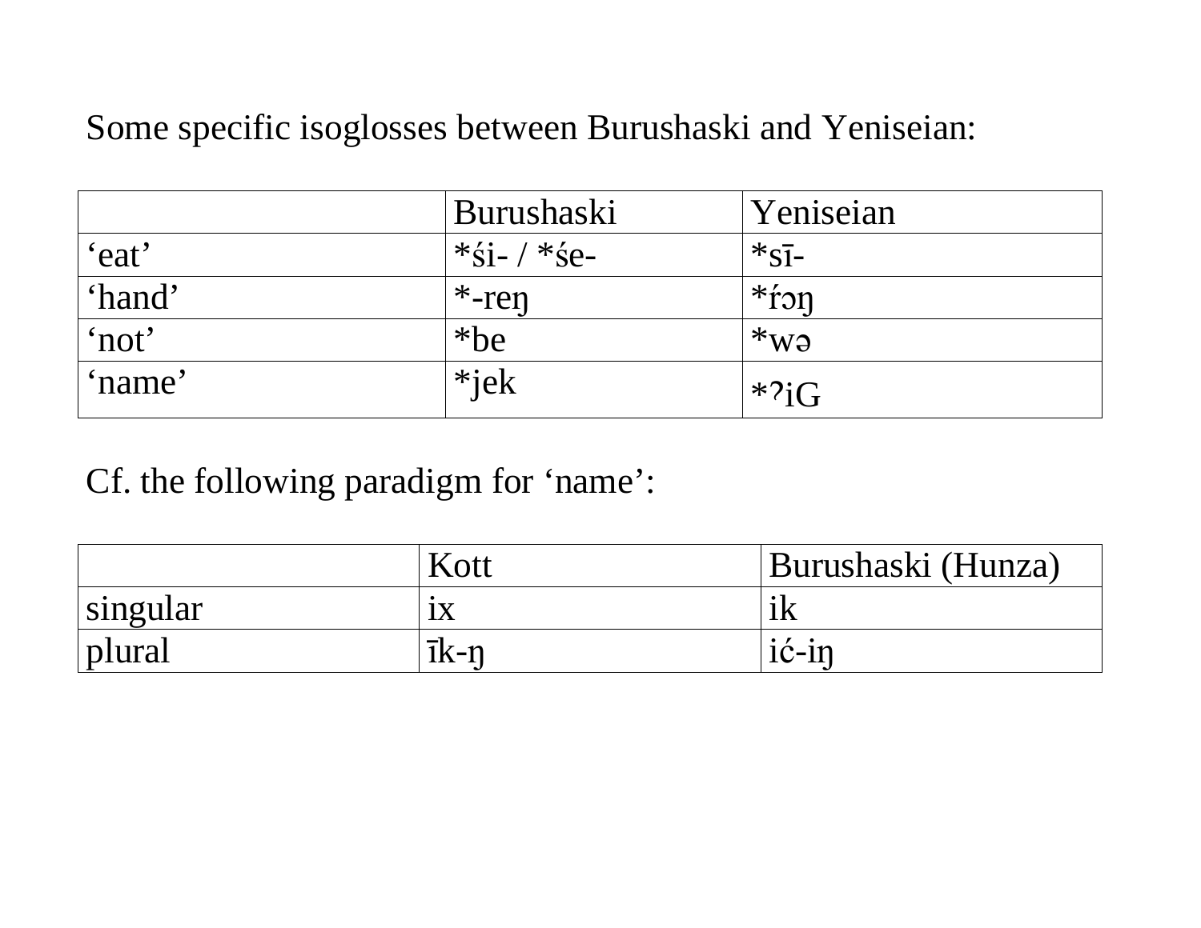Some specific isoglosses between Burushaski and Yeniseian:

| | Burushaski | Yeniseian |
|---|---|---|
| ‘eat’ | *śi- / *śe- | *sī- |
| ‘hand’ | *-reŋ | *ŕɔŋ |
| ‘not’ | *be | *wə |
| ‘name’ | *jek | *ʔiG |

Cf. the following paradigm for ‘name’:

| | Kott | Burushaski (Hunza) |
|---|---|---|
| singular | ix | ik |
| plural | īk-ŋ | iḉ-iŋ |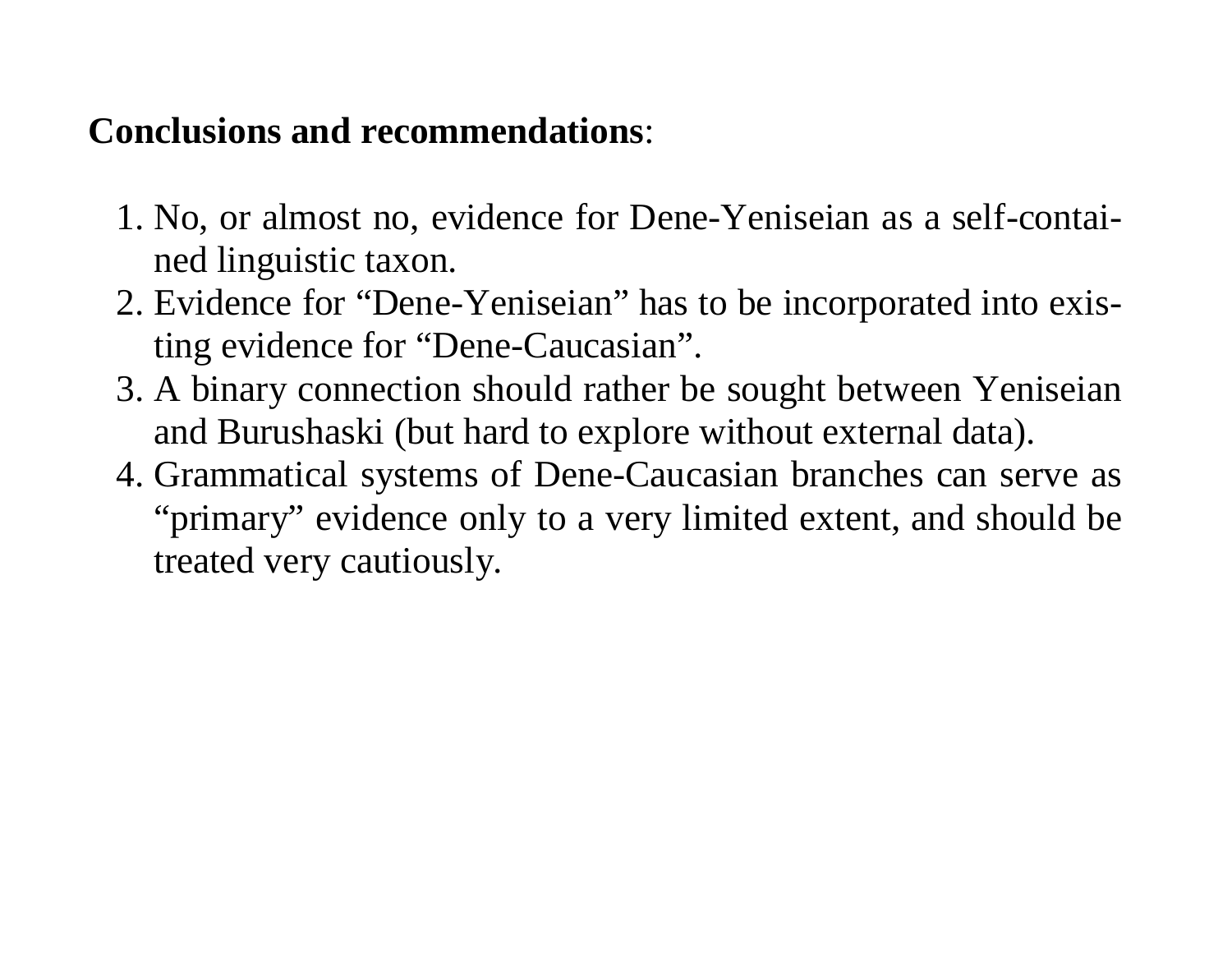**Conclusions and recommendations**:

1. No, or almost no, evidence for Dene-Yeniseian as a self-contained linguistic taxon.
2. Evidence for "Dene-Yeniseian" has to be incorporated into existing evidence for "Dene-Caucasian".
3. A binary connection should rather be sought between Yeniseian and Burushaski (but hard to explore without external data).
4. Grammatical systems of Dene-Caucasian branches can serve as "primary" evidence only to a very limited extent, and should be treated very cautiously.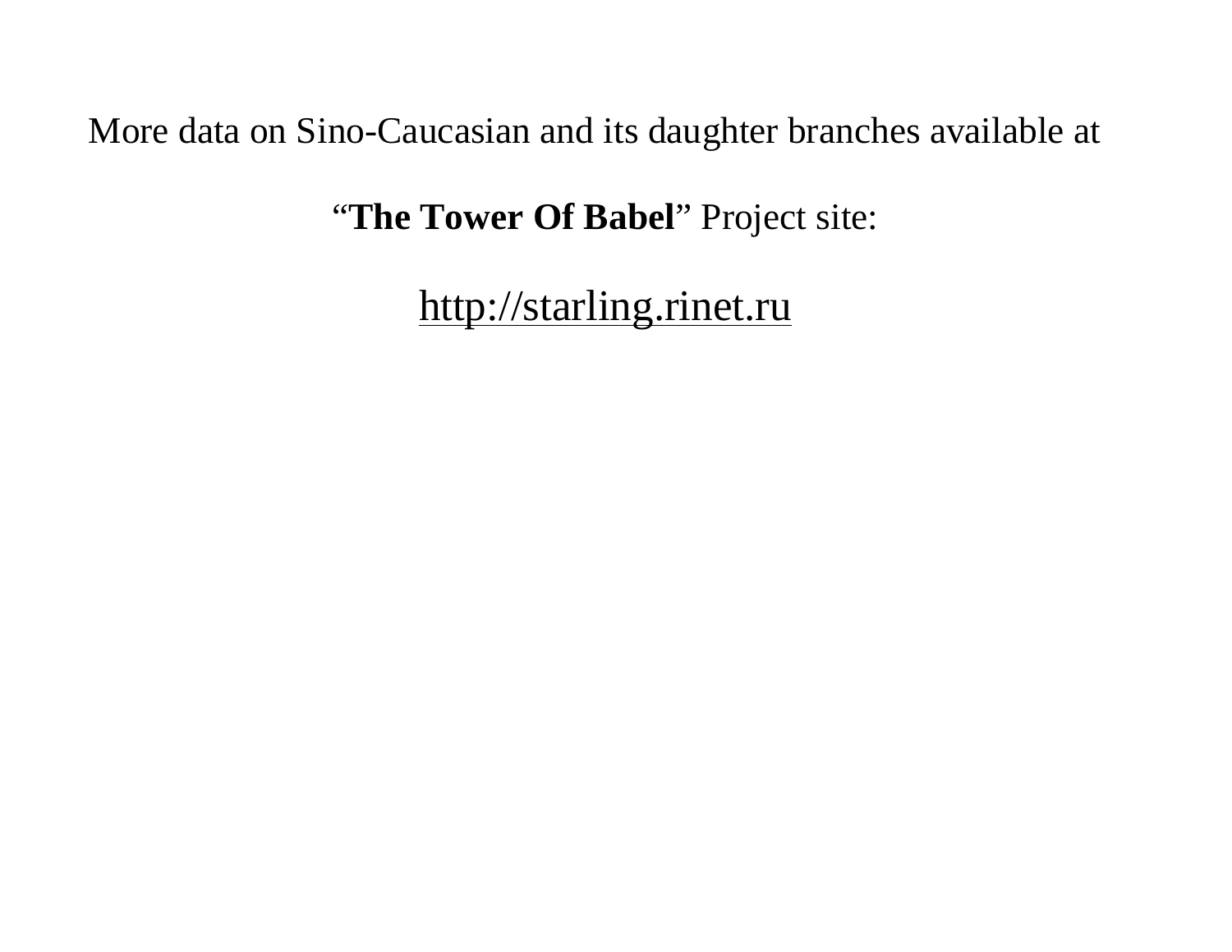More data on Sino-Caucasian and its daughter branches available at

“**The Tower Of Babel**” Project site:

http://starling.rinet.ru